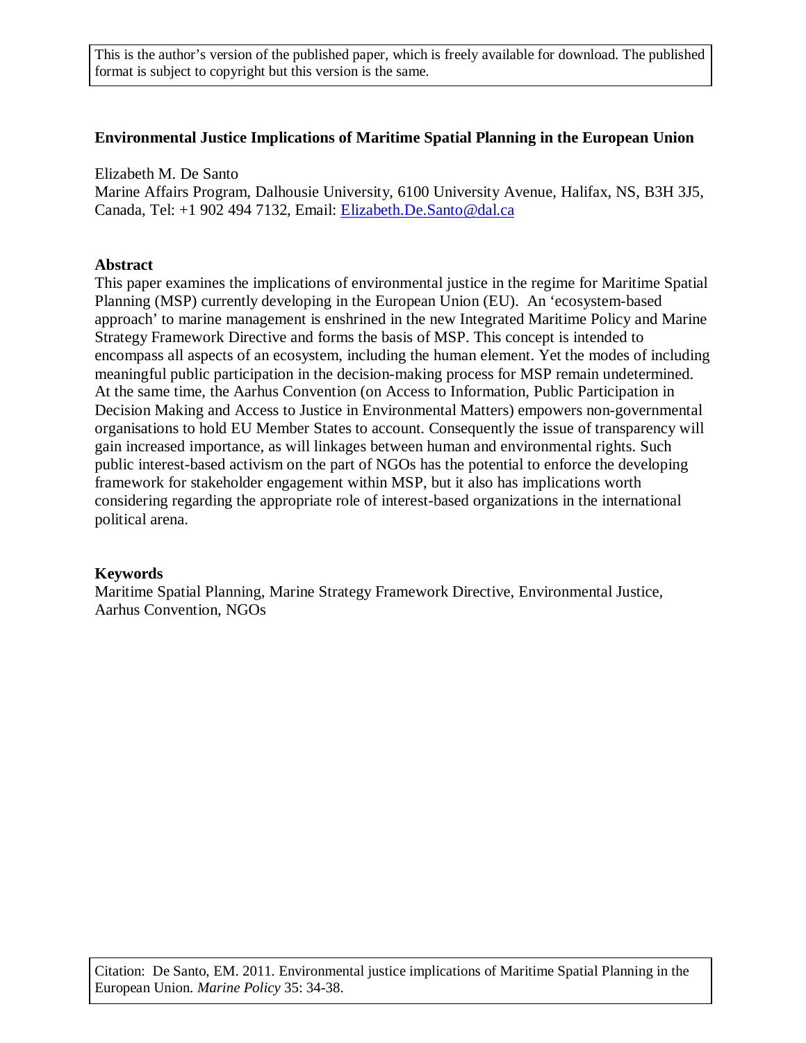This is the author's version of the published paper, which is freely available for download. The published format is subject to copyright but this version is the same.

# Environmental Justice Implications of Maritime Spatial Planning in the European Union

Elizabeth M. De Santo
Marine Affairs Program, Dalhousie University, 6100 University Avenue, Halifax, NS, B3H 3J5, Canada, Tel: +1 902 494 7132, Email: Elizabeth.De.Santo@dal.ca

## Abstract

This paper examines the implications of environmental justice in the regime for Maritime Spatial Planning (MSP) currently developing in the European Union (EU). An 'ecosystem-based approach' to marine management is enshrined in the new Integrated Maritime Policy and Marine Strategy Framework Directive and forms the basis of MSP. This concept is intended to encompass all aspects of an ecosystem, including the human element. Yet the modes of including meaningful public participation in the decision-making process for MSP remain undetermined. At the same time, the Aarhus Convention (on Access to Information, Public Participation in Decision Making and Access to Justice in Environmental Matters) empowers non-governmental organisations to hold EU Member States to account. Consequently the issue of transparency will gain increased importance, as will linkages between human and environmental rights. Such public interest-based activism on the part of NGOs has the potential to enforce the developing framework for stakeholder engagement within MSP, but it also has implications worth considering regarding the appropriate role of interest-based organizations in the international political arena.

## Keywords

Maritime Spatial Planning, Marine Strategy Framework Directive, Environmental Justice, Aarhus Convention, NGOs

Citation: De Santo, EM. 2011. Environmental justice implications of Maritime Spatial Planning in the European Union. *Marine Policy* 35: 34-38.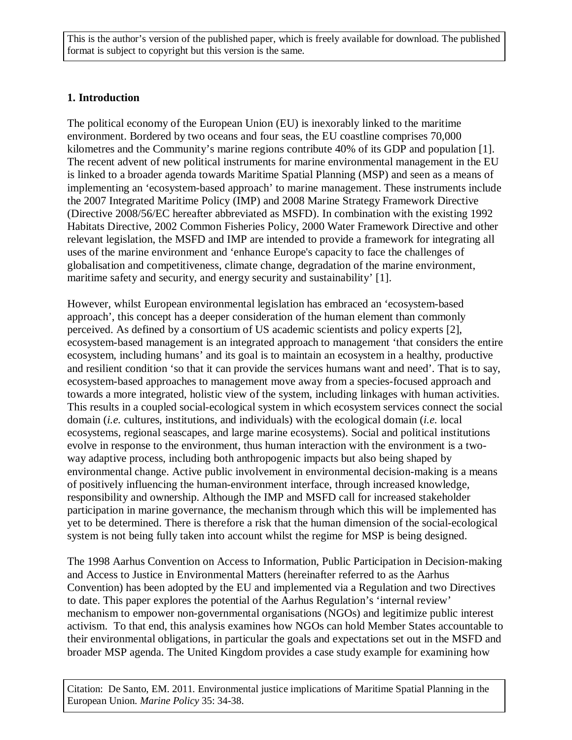This is the author's version of the published paper, which is freely available for download. The published format is subject to copyright but this version is the same.

**1. Introduction**

The political economy of the European Union (EU) is inexorably linked to the maritime environment. Bordered by two oceans and four seas, the EU coastline comprises 70,000 kilometres and the Community's marine regions contribute 40% of its GDP and population [1]. The recent advent of new political instruments for marine environmental management in the EU is linked to a broader agenda towards Maritime Spatial Planning (MSP) and seen as a means of implementing an 'ecosystem-based approach' to marine management. These instruments include the 2007 Integrated Maritime Policy (IMP) and 2008 Marine Strategy Framework Directive (Directive 2008/56/EC hereafter abbreviated as MSFD). In combination with the existing 1992 Habitats Directive, 2002 Common Fisheries Policy, 2000 Water Framework Directive and other relevant legislation, the MSFD and IMP are intended to provide a framework for integrating all uses of the marine environment and 'enhance Europe's capacity to face the challenges of globalisation and competitiveness, climate change, degradation of the marine environment, maritime safety and security, and energy security and sustainability' [1].

However, whilst European environmental legislation has embraced an 'ecosystem-based approach', this concept has a deeper consideration of the human element than commonly perceived. As defined by a consortium of US academic scientists and policy experts [2], ecosystem-based management is an integrated approach to management 'that considers the entire ecosystem, including humans' and its goal is to maintain an ecosystem in a healthy, productive and resilient condition 'so that it can provide the services humans want and need'. That is to say, ecosystem-based approaches to management move away from a species-focused approach and towards a more integrated, holistic view of the system, including linkages with human activities. This results in a coupled social-ecological system in which ecosystem services connect the social domain (*i.e.* cultures, institutions, and individuals) with the ecological domain (*i.e.* local ecosystems, regional seascapes, and large marine ecosystems). Social and political institutions evolve in response to the environment, thus human interaction with the environment is a two-way adaptive process, including both anthropogenic impacts but also being shaped by environmental change. Active public involvement in environmental decision-making is a means of positively influencing the human-environment interface, through increased knowledge, responsibility and ownership. Although the IMP and MSFD call for increased stakeholder participation in marine governance, the mechanism through which this will be implemented has yet to be determined. There is therefore a risk that the human dimension of the social-ecological system is not being fully taken into account whilst the regime for MSP is being designed.

The 1998 Aarhus Convention on Access to Information, Public Participation in Decision-making and Access to Justice in Environmental Matters (hereinafter referred to as the Aarhus Convention) has been adopted by the EU and implemented via a Regulation and two Directives to date. This paper explores the potential of the Aarhus Regulation's 'internal review' mechanism to empower non-governmental organisations (NGOs) and legitimize public interest activism. To that end, this analysis examines how NGOs can hold Member States accountable to their environmental obligations, in particular the goals and expectations set out in the MSFD and broader MSP agenda. The United Kingdom provides a case study example for examining how

Citation: De Santo, EM. 2011. Environmental justice implications of Maritime Spatial Planning in the European Union. *Marine Policy* 35: 34-38.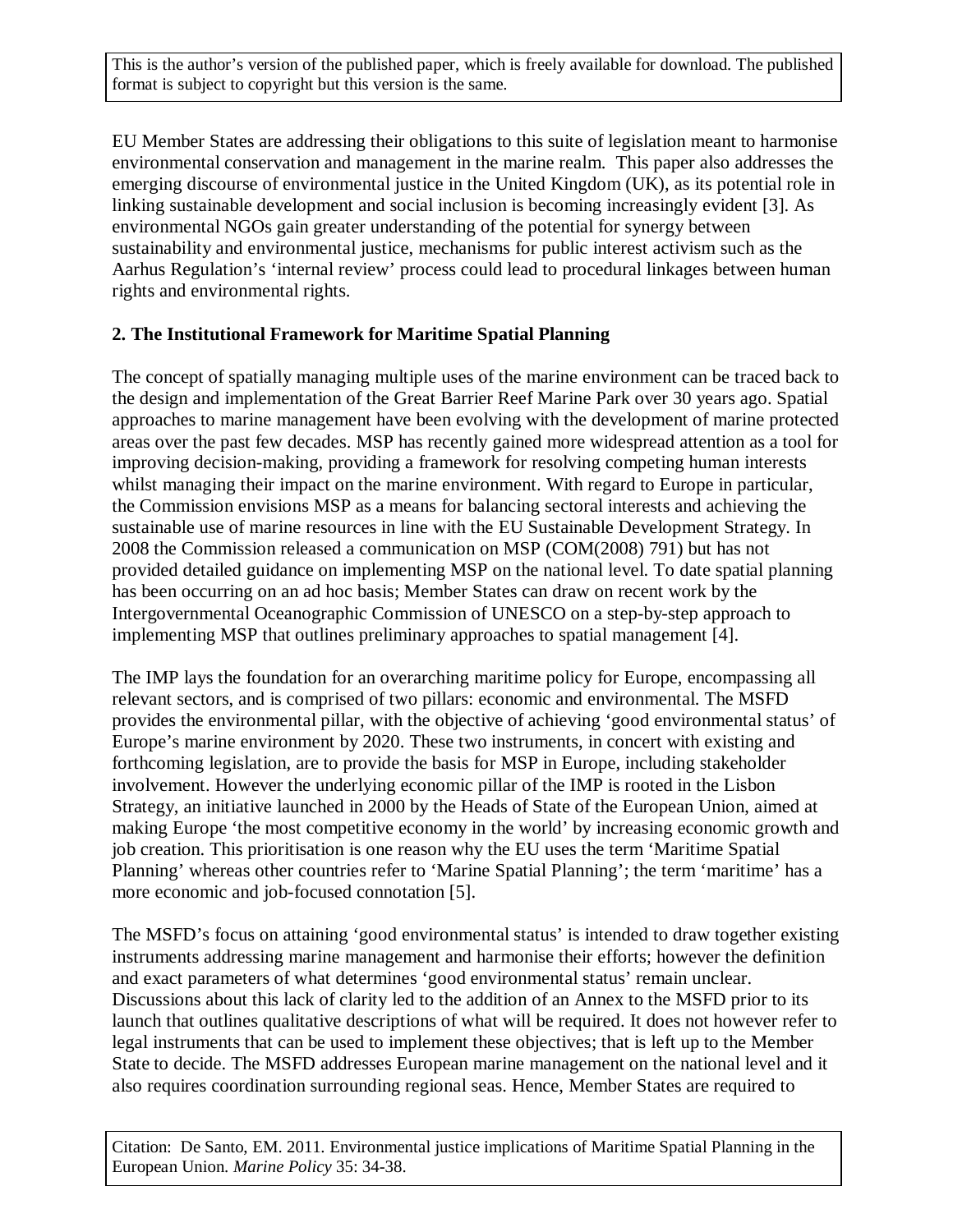EU Member States are addressing their obligations to this suite of legislation meant to harmonise environmental conservation and management in the marine realm. This paper also addresses the emerging discourse of environmental justice in the United Kingdom (UK), as its potential role in linking sustainable development and social inclusion is becoming increasingly evident [3]. As environmental NGOs gain greater understanding of the potential for synergy between sustainability and environmental justice, mechanisms for public interest activism such as the Aarhus Regulation's 'internal review' process could lead to procedural linkages between human rights and environmental rights.

## 2. The Institutional Framework for Maritime Spatial Planning

The concept of spatially managing multiple uses of the marine environment can be traced back to the design and implementation of the Great Barrier Reef Marine Park over 30 years ago. Spatial approaches to marine management have been evolving with the development of marine protected areas over the past few decades. MSP has recently gained more widespread attention as a tool for improving decision-making, providing a framework for resolving competing human interests whilst managing their impact on the marine environment. With regard to Europe in particular, the Commission envisions MSP as a means for balancing sectoral interests and achieving the sustainable use of marine resources in line with the EU Sustainable Development Strategy. In 2008 the Commission released a communication on MSP (COM(2008) 791) but has not provided detailed guidance on implementing MSP on the national level. To date spatial planning has been occurring on an ad hoc basis; Member States can draw on recent work by the Intergovernmental Oceanographic Commission of UNESCO on a step-by-step approach to implementing MSP that outlines preliminary approaches to spatial management [4].

The IMP lays the foundation for an overarching maritime policy for Europe, encompassing all relevant sectors, and is comprised of two pillars: economic and environmental. The MSFD provides the environmental pillar, with the objective of achieving 'good environmental status' of Europe's marine environment by 2020. These two instruments, in concert with existing and forthcoming legislation, are to provide the basis for MSP in Europe, including stakeholder involvement. However the underlying economic pillar of the IMP is rooted in the Lisbon Strategy, an initiative launched in 2000 by the Heads of State of the European Union, aimed at making Europe 'the most competitive economy in the world' by increasing economic growth and job creation. This prioritisation is one reason why the EU uses the term 'Maritime Spatial Planning' whereas other countries refer to 'Marine Spatial Planning'; the term 'maritime' has a more economic and job-focused connotation [5].

The MSFD's focus on attaining 'good environmental status' is intended to draw together existing instruments addressing marine management and harmonise their efforts; however the definition and exact parameters of what determines 'good environmental status' remain unclear. Discussions about this lack of clarity led to the addition of an Annex to the MSFD prior to its launch that outlines qualitative descriptions of what will be required. It does not however refer to legal instruments that can be used to implement these objectives; that is left up to the Member State to decide. The MSFD addresses European marine management on the national level and it also requires coordination surrounding regional seas. Hence, Member States are required to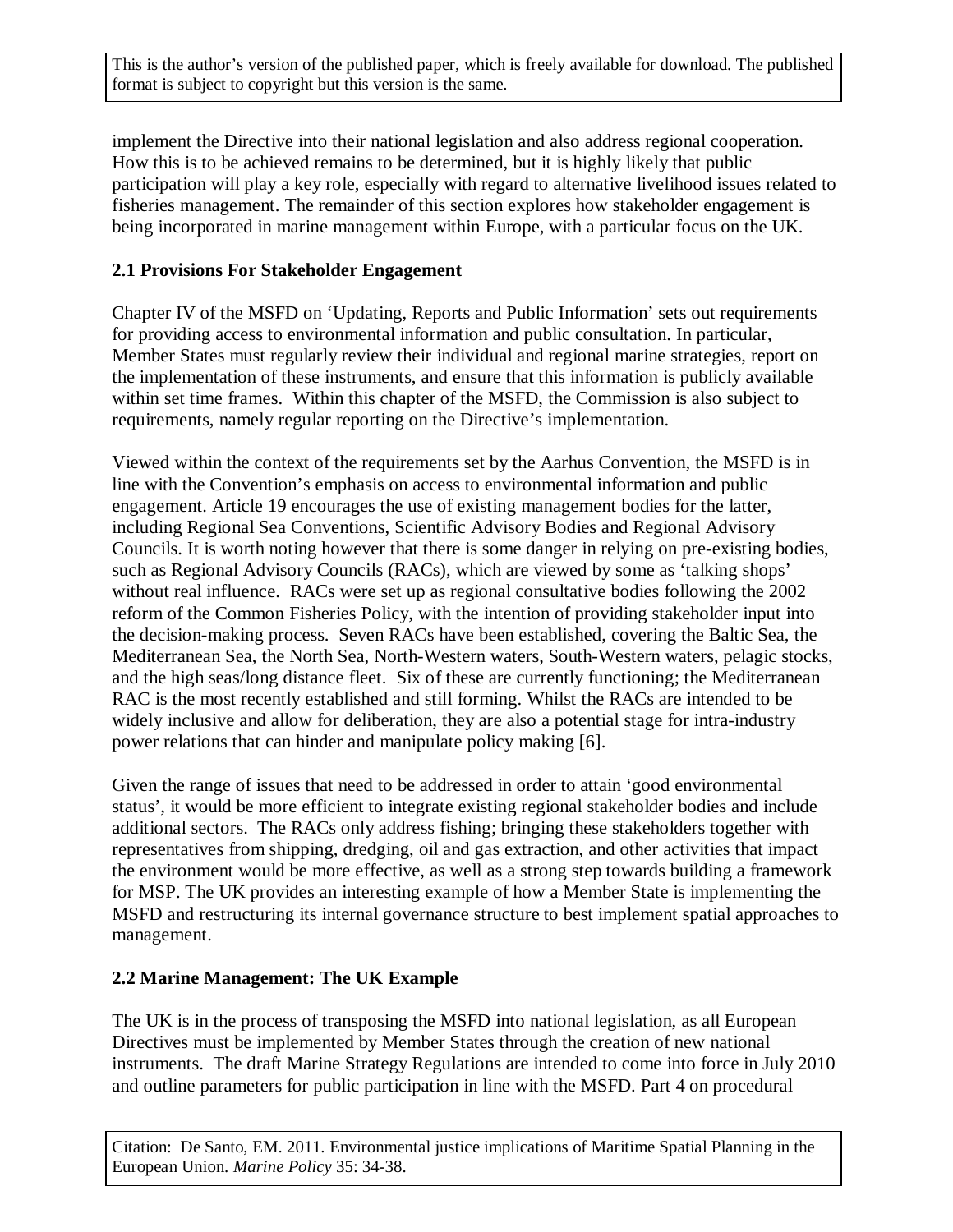implement the Directive into their national legislation and also address regional cooperation. How this is to be achieved remains to be determined, but it is highly likely that public participation will play a key role, especially with regard to alternative livelihood issues related to fisheries management. The remainder of this section explores how stakeholder engagement is being incorporated in marine management within Europe, with a particular focus on the UK.

### 2.1 Provisions For Stakeholder Engagement

Chapter IV of the MSFD on 'Updating, Reports and Public Information' sets out requirements for providing access to environmental information and public consultation. In particular, Member States must regularly review their individual and regional marine strategies, report on the implementation of these instruments, and ensure that this information is publicly available within set time frames. Within this chapter of the MSFD, the Commission is also subject to requirements, namely regular reporting on the Directive's implementation.

Viewed within the context of the requirements set by the Aarhus Convention, the MSFD is in line with the Convention's emphasis on access to environmental information and public engagement. Article 19 encourages the use of existing management bodies for the latter, including Regional Sea Conventions, Scientific Advisory Bodies and Regional Advisory Councils. It is worth noting however that there is some danger in relying on pre-existing bodies, such as Regional Advisory Councils (RACs), which are viewed by some as 'talking shops' without real influence. RACs were set up as regional consultative bodies following the 2002 reform of the Common Fisheries Policy, with the intention of providing stakeholder input into the decision-making process. Seven RACs have been established, covering the Baltic Sea, the Mediterranean Sea, the North Sea, North-Western waters, South-Western waters, pelagic stocks, and the high seas/long distance fleet. Six of these are currently functioning; the Mediterranean RAC is the most recently established and still forming. Whilst the RACs are intended to be widely inclusive and allow for deliberation, they are also a potential stage for intra-industry power relations that can hinder and manipulate policy making [6].

Given the range of issues that need to be addressed in order to attain 'good environmental status', it would be more efficient to integrate existing regional stakeholder bodies and include additional sectors. The RACs only address fishing; bringing these stakeholders together with representatives from shipping, dredging, oil and gas extraction, and other activities that impact the environment would be more effective, as well as a strong step towards building a framework for MSP. The UK provides an interesting example of how a Member State is implementing the MSFD and restructuring its internal governance structure to best implement spatial approaches to management.

### 2.2 Marine Management: The UK Example

The UK is in the process of transposing the MSFD into national legislation, as all European Directives must be implemented by Member States through the creation of new national instruments. The draft Marine Strategy Regulations are intended to come into force in July 2010 and outline parameters for public participation in line with the MSFD. Part 4 on procedural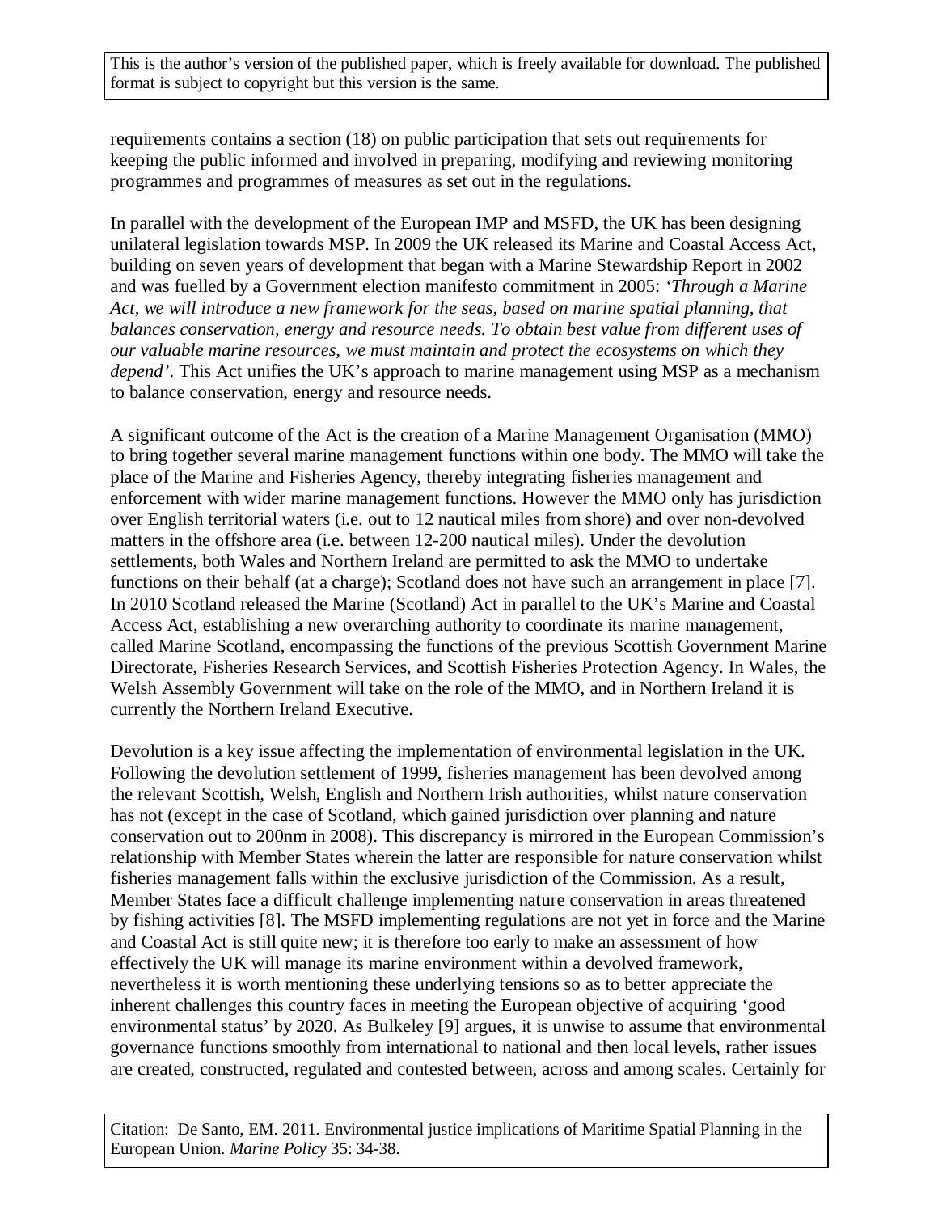requirements contains a section (18) on public participation that sets out requirements for keeping the public informed and involved in preparing, modifying and reviewing monitoring programmes and programmes of measures as set out in the regulations.

In parallel with the development of the European IMP and MSFD, the UK has been designing unilateral legislation towards MSP. In 2009 the UK released its Marine and Coastal Access Act, building on seven years of development that began with a Marine Stewardship Report in 2002 and was fuelled by a Government election manifesto commitment in 2005: *'Through a Marine Act, we will introduce a new framework for the seas, based on marine spatial planning, that balances conservation, energy and resource needs. To obtain best value from different uses of our valuable marine resources, we must maintain and protect the ecosystems on which they depend'*. This Act unifies the UK's approach to marine management using MSP as a mechanism to balance conservation, energy and resource needs.

A significant outcome of the Act is the creation of a Marine Management Organisation (MMO) to bring together several marine management functions within one body. The MMO will take the place of the Marine and Fisheries Agency, thereby integrating fisheries management and enforcement with wider marine management functions. However the MMO only has jurisdiction over English territorial waters (i.e. out to 12 nautical miles from shore) and over non-devolved matters in the offshore area (i.e. between 12-200 nautical miles). Under the devolution settlements, both Wales and Northern Ireland are permitted to ask the MMO to undertake functions on their behalf (at a charge); Scotland does not have such an arrangement in place [7]. In 2010 Scotland released the Marine (Scotland) Act in parallel to the UK's Marine and Coastal Access Act, establishing a new overarching authority to coordinate its marine management, called Marine Scotland, encompassing the functions of the previous Scottish Government Marine Directorate, Fisheries Research Services, and Scottish Fisheries Protection Agency. In Wales, the Welsh Assembly Government will take on the role of the MMO, and in Northern Ireland it is currently the Northern Ireland Executive.

Devolution is a key issue affecting the implementation of environmental legislation in the UK. Following the devolution settlement of 1999, fisheries management has been devolved among the relevant Scottish, Welsh, English and Northern Irish authorities, whilst nature conservation has not (except in the case of Scotland, which gained jurisdiction over planning and nature conservation out to 200nm in 2008). This discrepancy is mirrored in the European Commission's relationship with Member States wherein the latter are responsible for nature conservation whilst fisheries management falls within the exclusive jurisdiction of the Commission. As a result, Member States face a difficult challenge implementing nature conservation in areas threatened by fishing activities [8]. The MSFD implementing regulations are not yet in force and the Marine and Coastal Act is still quite new; it is therefore too early to make an assessment of how effectively the UK will manage its marine environment within a devolved framework, nevertheless it is worth mentioning these underlying tensions so as to better appreciate the inherent challenges this country faces in meeting the European objective of acquiring 'good environmental status' by 2020. As Bulkeley [9] argues, it is unwise to assume that environmental governance functions smoothly from international to national and then local levels, rather issues are created, constructed, regulated and contested between, across and among scales. Certainly for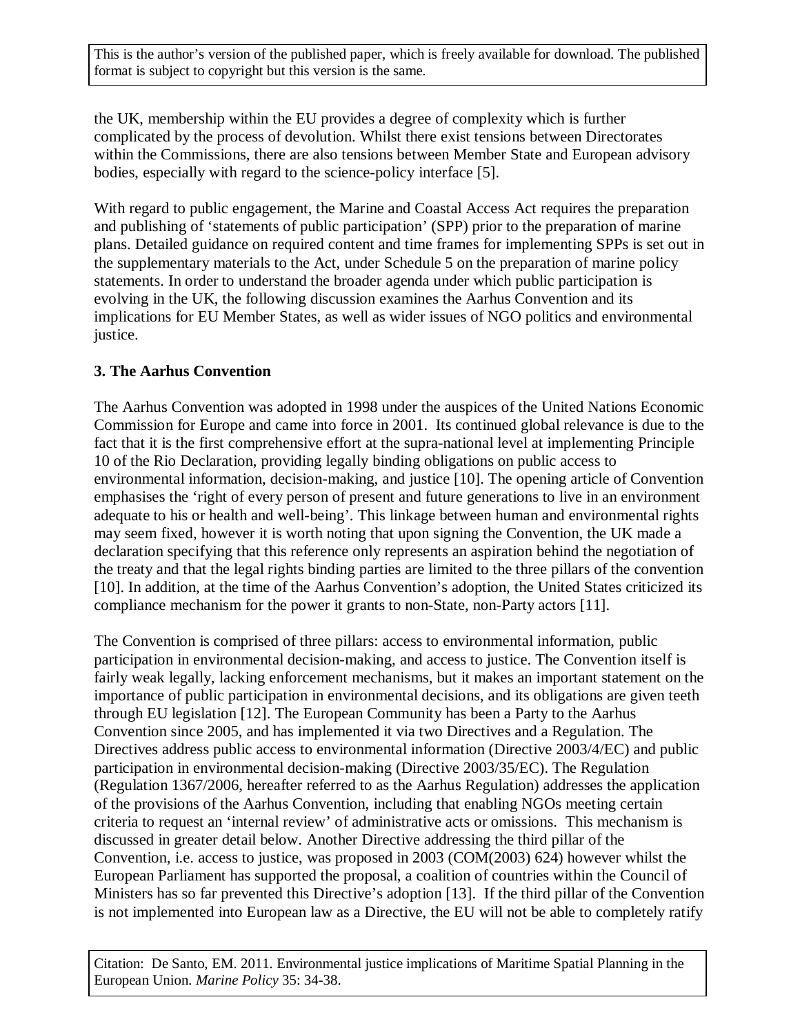the UK, membership within the EU provides a degree of complexity which is further complicated by the process of devolution. Whilst there exist tensions between Directorates within the Commissions, there are also tensions between Member State and European advisory bodies, especially with regard to the science-policy interface [5].

With regard to public engagement, the Marine and Coastal Access Act requires the preparation and publishing of 'statements of public participation' (SPP) prior to the preparation of marine plans. Detailed guidance on required content and time frames for implementing SPPs is set out in the supplementary materials to the Act, under Schedule 5 on the preparation of marine policy statements. In order to understand the broader agenda under which public participation is evolving in the UK, the following discussion examines the Aarhus Convention and its implications for EU Member States, as well as wider issues of NGO politics and environmental justice.

## 3. The Aarhus Convention

The Aarhus Convention was adopted in 1998 under the auspices of the United Nations Economic Commission for Europe and came into force in 2001. Its continued global relevance is due to the fact that it is the first comprehensive effort at the supra-national level at implementing Principle 10 of the Rio Declaration, providing legally binding obligations on public access to environmental information, decision-making, and justice [10]. The opening article of Convention emphasises the 'right of every person of present and future generations to live in an environment adequate to his or health and well-being'. This linkage between human and environmental rights may seem fixed, however it is worth noting that upon signing the Convention, the UK made a declaration specifying that this reference only represents an aspiration behind the negotiation of the treaty and that the legal rights binding parties are limited to the three pillars of the convention [10]. In addition, at the time of the Aarhus Convention's adoption, the United States criticized its compliance mechanism for the power it grants to non-State, non-Party actors [11].

The Convention is comprised of three pillars: access to environmental information, public participation in environmental decision-making, and access to justice. The Convention itself is fairly weak legally, lacking enforcement mechanisms, but it makes an important statement on the importance of public participation in environmental decisions, and its obligations are given teeth through EU legislation [12]. The European Community has been a Party to the Aarhus Convention since 2005, and has implemented it via two Directives and a Regulation. The Directives address public access to environmental information (Directive 2003/4/EC) and public participation in environmental decision-making (Directive 2003/35/EC). The Regulation (Regulation 1367/2006, hereafter referred to as the Aarhus Regulation) addresses the application of the provisions of the Aarhus Convention, including that enabling NGOs meeting certain criteria to request an 'internal review' of administrative acts or omissions. This mechanism is discussed in greater detail below. Another Directive addressing the third pillar of the Convention, i.e. access to justice, was proposed in 2003 (COM(2003) 624) however whilst the European Parliament has supported the proposal, a coalition of countries within the Council of Ministers has so far prevented this Directive's adoption [13]. If the third pillar of the Convention is not implemented into European law as a Directive, the EU will not be able to completely ratify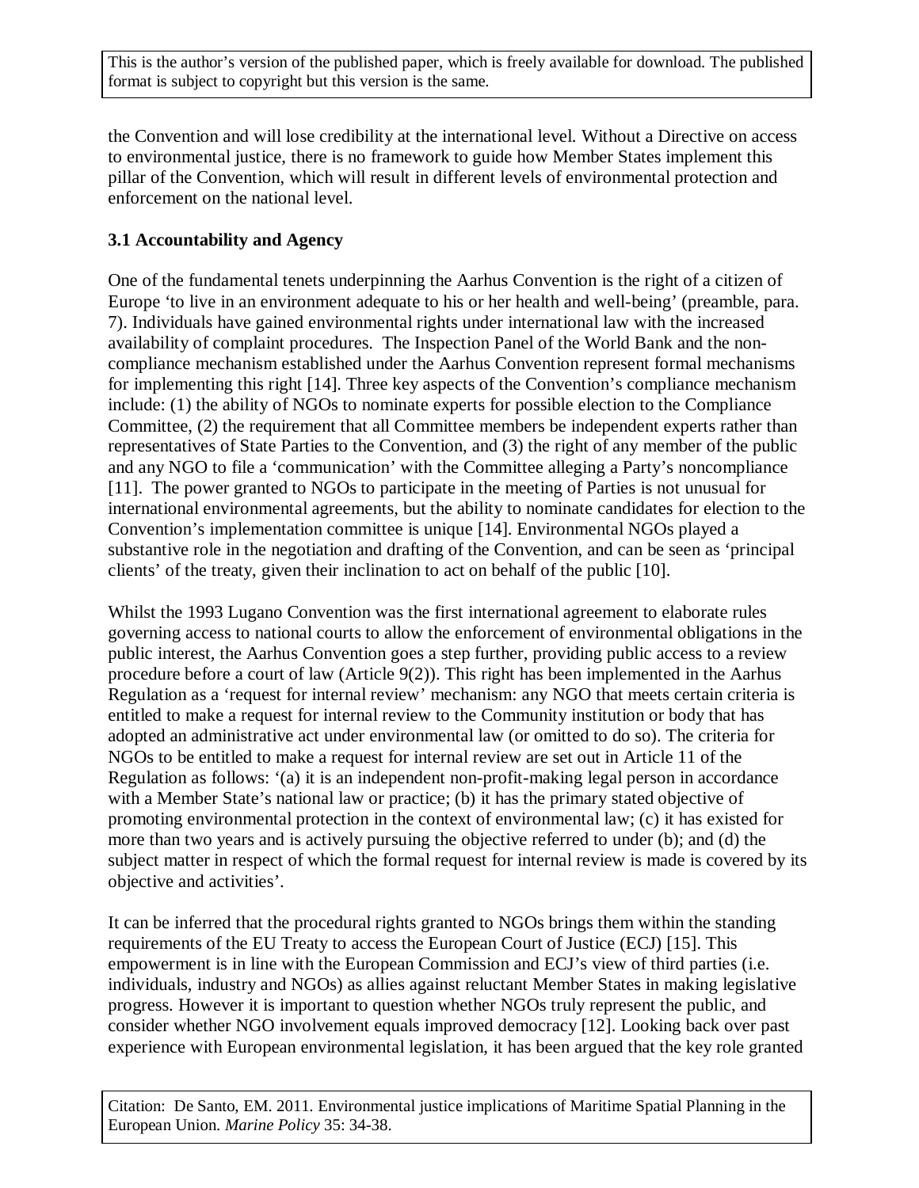the Convention and will lose credibility at the international level. Without a Directive on access to environmental justice, there is no framework to guide how Member States implement this pillar of the Convention, which will result in different levels of environmental protection and enforcement on the national level.

### 3.1 Accountability and Agency

One of the fundamental tenets underpinning the Aarhus Convention is the right of a citizen of Europe 'to live in an environment adequate to his or her health and well-being' (preamble, para. 7). Individuals have gained environmental rights under international law with the increased availability of complaint procedures. The Inspection Panel of the World Bank and the non-compliance mechanism established under the Aarhus Convention represent formal mechanisms for implementing this right [14]. Three key aspects of the Convention's compliance mechanism include: (1) the ability of NGOs to nominate experts for possible election to the Compliance Committee, (2) the requirement that all Committee members be independent experts rather than representatives of State Parties to the Convention, and (3) the right of any member of the public and any NGO to file a 'communication' with the Committee alleging a Party's noncompliance [11]. The power granted to NGOs to participate in the meeting of Parties is not unusual for international environmental agreements, but the ability to nominate candidates for election to the Convention's implementation committee is unique [14]. Environmental NGOs played a substantive role in the negotiation and drafting of the Convention, and can be seen as 'principal clients' of the treaty, given their inclination to act on behalf of the public [10].

Whilst the 1993 Lugano Convention was the first international agreement to elaborate rules governing access to national courts to allow the enforcement of environmental obligations in the public interest, the Aarhus Convention goes a step further, providing public access to a review procedure before a court of law (Article 9(2)). This right has been implemented in the Aarhus Regulation as a 'request for internal review' mechanism: any NGO that meets certain criteria is entitled to make a request for internal review to the Community institution or body that has adopted an administrative act under environmental law (or omitted to do so). The criteria for NGOs to be entitled to make a request for internal review are set out in Article 11 of the Regulation as follows: '(a) it is an independent non-profit-making legal person in accordance with a Member State's national law or practice; (b) it has the primary stated objective of promoting environmental protection in the context of environmental law; (c) it has existed for more than two years and is actively pursuing the objective referred to under (b); and (d) the subject matter in respect of which the formal request for internal review is made is covered by its objective and activities'.

It can be inferred that the procedural rights granted to NGOs brings them within the standing requirements of the EU Treaty to access the European Court of Justice (ECJ) [15]. This empowerment is in line with the European Commission and ECJ's view of third parties (i.e. individuals, industry and NGOs) as allies against reluctant Member States in making legislative progress. However it is important to question whether NGOs truly represent the public, and consider whether NGO involvement equals improved democracy [12]. Looking back over past experience with European environmental legislation, it has been argued that the key role granted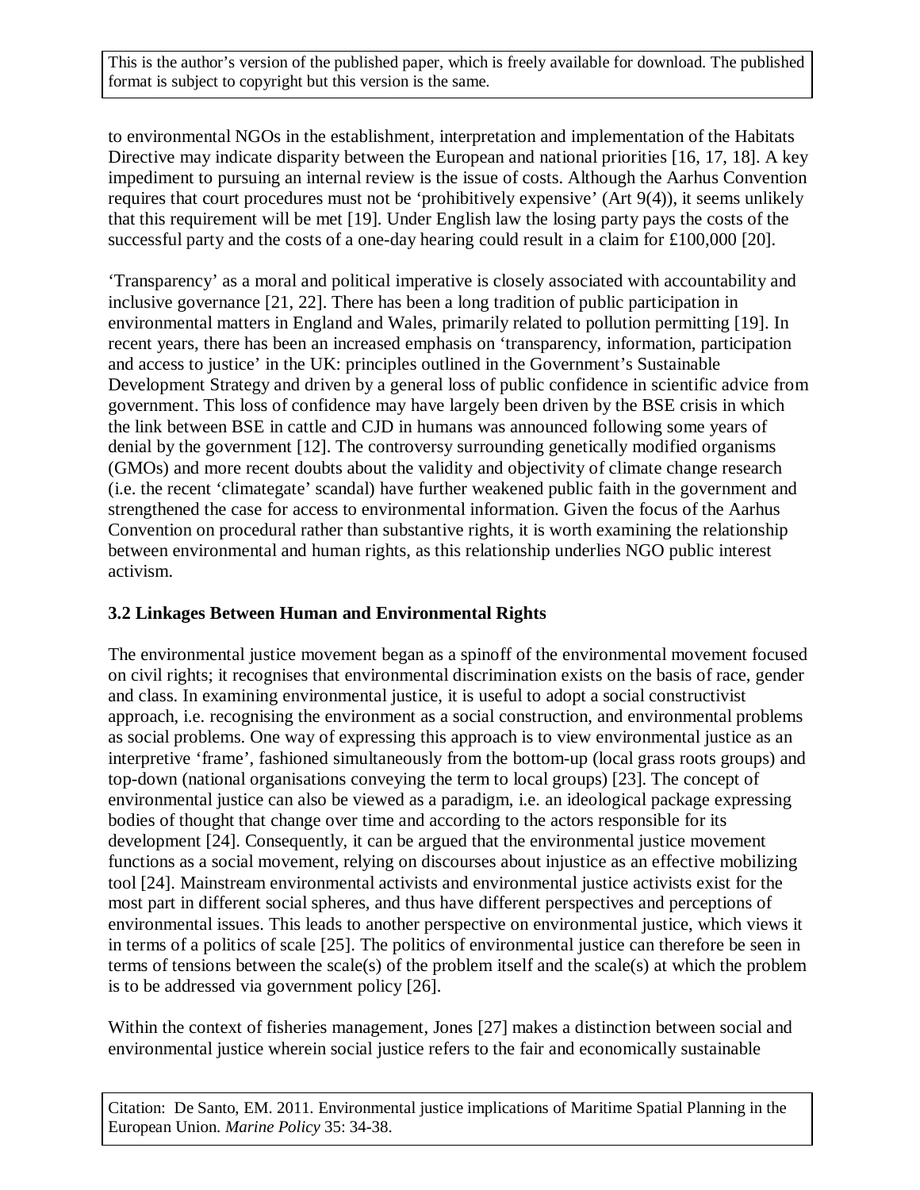to environmental NGOs in the establishment, interpretation and implementation of the Habitats Directive may indicate disparity between the European and national priorities [16, 17, 18]. A key impediment to pursuing an internal review is the issue of costs. Although the Aarhus Convention requires that court procedures must not be 'prohibitively expensive' (Art 9(4)), it seems unlikely that this requirement will be met [19]. Under English law the losing party pays the costs of the successful party and the costs of a one-day hearing could result in a claim for £100,000 [20].

'Transparency' as a moral and political imperative is closely associated with accountability and inclusive governance [21, 22]. There has been a long tradition of public participation in environmental matters in England and Wales, primarily related to pollution permitting [19]. In recent years, there has been an increased emphasis on 'transparency, information, participation and access to justice' in the UK: principles outlined in the Government's Sustainable Development Strategy and driven by a general loss of public confidence in scientific advice from government. This loss of confidence may have largely been driven by the BSE crisis in which the link between BSE in cattle and CJD in humans was announced following some years of denial by the government [12]. The controversy surrounding genetically modified organisms (GMOs) and more recent doubts about the validity and objectivity of climate change research (i.e. the recent 'climategate' scandal) have further weakened public faith in the government and strengthened the case for access to environmental information. Given the focus of the Aarhus Convention on procedural rather than substantive rights, it is worth examining the relationship between environmental and human rights, as this relationship underlies NGO public interest activism.

### 3.2 Linkages Between Human and Environmental Rights

The environmental justice movement began as a spinoff of the environmental movement focused on civil rights; it recognises that environmental discrimination exists on the basis of race, gender and class. In examining environmental justice, it is useful to adopt a social constructivist approach, i.e. recognising the environment as a social construction, and environmental problems as social problems. One way of expressing this approach is to view environmental justice as an interpretive 'frame', fashioned simultaneously from the bottom-up (local grass roots groups) and top-down (national organisations conveying the term to local groups) [23]. The concept of environmental justice can also be viewed as a paradigm, i.e. an ideological package expressing bodies of thought that change over time and according to the actors responsible for its development [24]. Consequently, it can be argued that the environmental justice movement functions as a social movement, relying on discourses about injustice as an effective mobilizing tool [24]. Mainstream environmental activists and environmental justice activists exist for the most part in different social spheres, and thus have different perspectives and perceptions of environmental issues. This leads to another perspective on environmental justice, which views it in terms of a politics of scale [25]. The politics of environmental justice can therefore be seen in terms of tensions between the scale(s) of the problem itself and the scale(s) at which the problem is to be addressed via government policy [26].

Within the context of fisheries management, Jones [27] makes a distinction between social and environmental justice wherein social justice refers to the fair and economically sustainable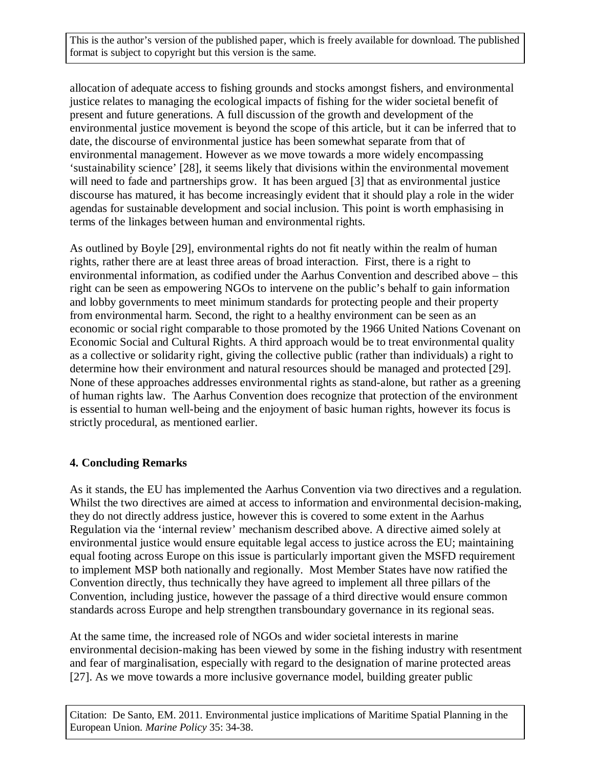allocation of adequate access to fishing grounds and stocks amongst fishers, and environmental justice relates to managing the ecological impacts of fishing for the wider societal benefit of present and future generations. A full discussion of the growth and development of the environmental justice movement is beyond the scope of this article, but it can be inferred that to date, the discourse of environmental justice has been somewhat separate from that of environmental management. However as we move towards a more widely encompassing 'sustainability science' [28], it seems likely that divisions within the environmental movement will need to fade and partnerships grow. It has been argued [3] that as environmental justice discourse has matured, it has become increasingly evident that it should play a role in the wider agendas for sustainable development and social inclusion. This point is worth emphasising in terms of the linkages between human and environmental rights.

As outlined by Boyle [29], environmental rights do not fit neatly within the realm of human rights, rather there are at least three areas of broad interaction. First, there is a right to environmental information, as codified under the Aarhus Convention and described above – this right can be seen as empowering NGOs to intervene on the public's behalf to gain information and lobby governments to meet minimum standards for protecting people and their property from environmental harm. Second, the right to a healthy environment can be seen as an economic or social right comparable to those promoted by the 1966 United Nations Covenant on Economic Social and Cultural Rights. A third approach would be to treat environmental quality as a collective or solidarity right, giving the collective public (rather than individuals) a right to determine how their environment and natural resources should be managed and protected [29]. None of these approaches addresses environmental rights as stand-alone, but rather as a greening of human rights law. The Aarhus Convention does recognize that protection of the environment is essential to human well-being and the enjoyment of basic human rights, however its focus is strictly procedural, as mentioned earlier.

## 4. Concluding Remarks

As it stands, the EU has implemented the Aarhus Convention via two directives and a regulation. Whilst the two directives are aimed at access to information and environmental decision-making, they do not directly address justice, however this is covered to some extent in the Aarhus Regulation via the 'internal review' mechanism described above. A directive aimed solely at environmental justice would ensure equitable legal access to justice across the EU; maintaining equal footing across Europe on this issue is particularly important given the MSFD requirement to implement MSP both nationally and regionally. Most Member States have now ratified the Convention directly, thus technically they have agreed to implement all three pillars of the Convention, including justice, however the passage of a third directive would ensure common standards across Europe and help strengthen transboundary governance in its regional seas.

At the same time, the increased role of NGOs and wider societal interests in marine environmental decision-making has been viewed by some in the fishing industry with resentment and fear of marginalisation, especially with regard to the designation of marine protected areas [27]. As we move towards a more inclusive governance model, building greater public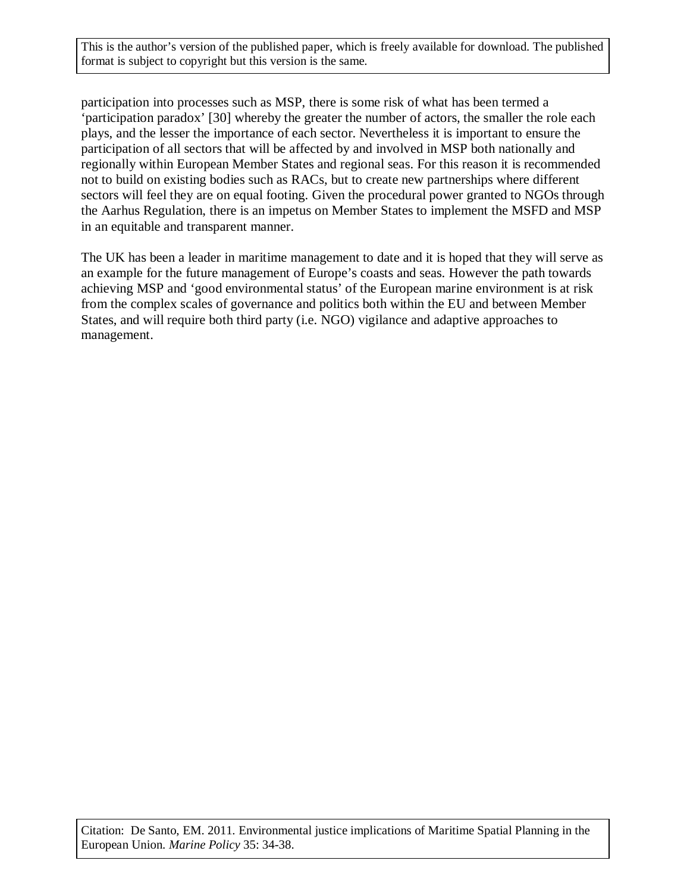participation into processes such as MSP, there is some risk of what has been termed a 'participation paradox' [30] whereby the greater the number of actors, the smaller the role each plays, and the lesser the importance of each sector. Nevertheless it is important to ensure the participation of all sectors that will be affected by and involved in MSP both nationally and regionally within European Member States and regional seas. For this reason it is recommended not to build on existing bodies such as RACs, but to create new partnerships where different sectors will feel they are on equal footing. Given the procedural power granted to NGOs through the Aarhus Regulation, there is an impetus on Member States to implement the MSFD and MSP in an equitable and transparent manner.

The UK has been a leader in maritime management to date and it is hoped that they will serve as an example for the future management of Europe's coasts and seas. However the path towards achieving MSP and 'good environmental status' of the European marine environment is at risk from the complex scales of governance and politics both within the EU and between Member States, and will require both third party (i.e. NGO) vigilance and adaptive approaches to management.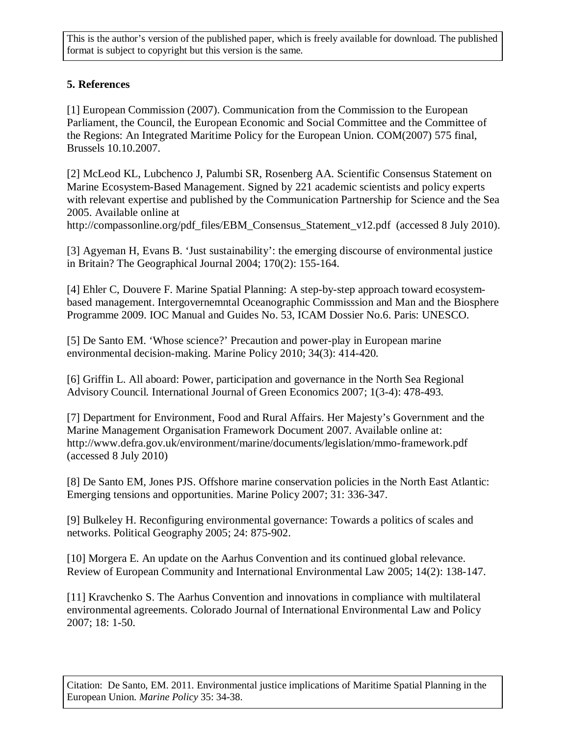## 5. References

[1] European Commission (2007). Communication from the Commission to the European Parliament, the Council, the European Economic and Social Committee and the Committee of the Regions: An Integrated Maritime Policy for the European Union. COM(2007) 575 final, Brussels 10.10.2007.

[2] McLeod KL, Lubchenco J, Palumbi SR, Rosenberg AA. Scientific Consensus Statement on Marine Ecosystem-Based Management. Signed by 221 academic scientists and policy experts with relevant expertise and published by the Communication Partnership for Science and the Sea 2005. Available online at http://compassonline.org/pdf_files/EBM_Consensus_Statement_v12.pdf (accessed 8 July 2010).

[3] Agyeman H, Evans B. 'Just sustainability': the emerging discourse of environmental justice in Britain? The Geographical Journal 2004; 170(2): 155-164.

[4] Ehler C, Douvere F. Marine Spatial Planning: A step-by-step approach toward ecosystem-based management. Intergovernemntal Oceanographic Commisssion and Man and the Biosphere Programme 2009. IOC Manual and Guides No. 53, ICAM Dossier No.6. Paris: UNESCO.

[5] De Santo EM. 'Whose science?' Precaution and power-play in European marine environmental decision-making. Marine Policy 2010; 34(3): 414-420.

[6] Griffin L. All aboard: Power, participation and governance in the North Sea Regional Advisory Council. International Journal of Green Economics 2007; 1(3-4): 478-493.

[7] Department for Environment, Food and Rural Affairs. Her Majesty's Government and the Marine Management Organisation Framework Document 2007. Available online at: http://www.defra.gov.uk/environment/marine/documents/legislation/mmo-framework.pdf (accessed 8 July 2010)

[8] De Santo EM, Jones PJS. Offshore marine conservation policies in the North East Atlantic: Emerging tensions and opportunities. Marine Policy 2007; 31: 336-347.

[9] Bulkeley H. Reconfiguring environmental governance: Towards a politics of scales and networks. Political Geography 2005; 24: 875-902.

[10] Morgera E. An update on the Aarhus Convention and its continued global relevance. Review of European Community and International Environmental Law 2005; 14(2): 138-147.

[11] Kravchenko S. The Aarhus Convention and innovations in compliance with multilateral environmental agreements. Colorado Journal of International Environmental Law and Policy 2007; 18: 1-50.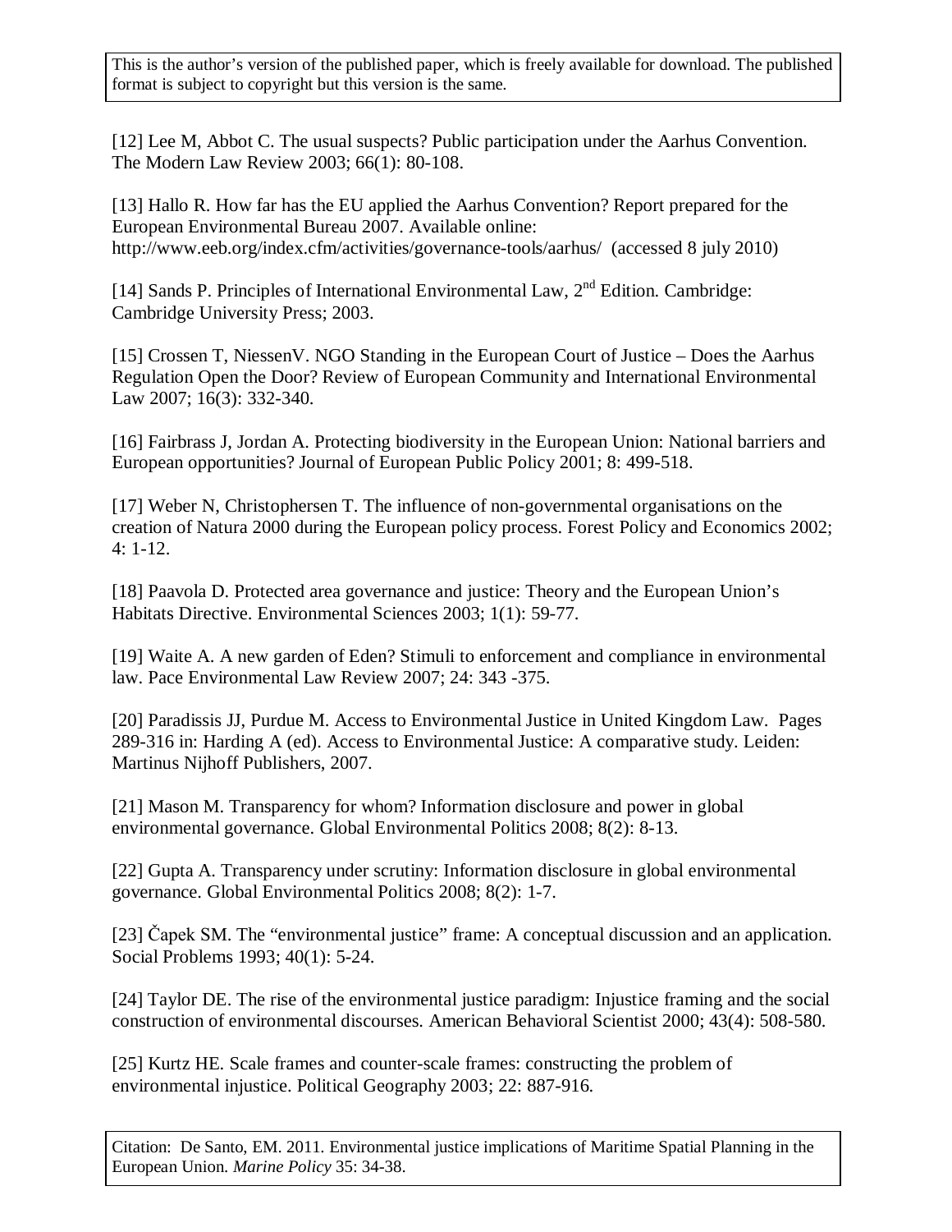[12] Lee M, Abbot C. The usual suspects? Public participation under the Aarhus Convention. The Modern Law Review 2003; 66(1): 80-108.

[13] Hallo R. How far has the EU applied the Aarhus Convention? Report prepared for the European Environmental Bureau 2007. Available online: http://www.eeb.org/index.cfm/activities/governance-tools/aarhus/ (accessed 8 july 2010)

[14] Sands P. Principles of International Environmental Law, 2nd Edition. Cambridge: Cambridge University Press; 2003.

[15] Crossen T, NiessenV. NGO Standing in the European Court of Justice – Does the Aarhus Regulation Open the Door? Review of European Community and International Environmental Law 2007; 16(3): 332-340.

[16] Fairbrass J, Jordan A. Protecting biodiversity in the European Union: National barriers and European opportunities? Journal of European Public Policy 2001; 8: 499-518.

[17] Weber N, Christophersen T. The influence of non-governmental organisations on the creation of Natura 2000 during the European policy process. Forest Policy and Economics 2002; 4: 1-12.

[18] Paavola D. Protected area governance and justice: Theory and the European Union's Habitats Directive. Environmental Sciences 2003; 1(1): 59-77.

[19] Waite A. A new garden of Eden? Stimuli to enforcement and compliance in environmental law. Pace Environmental Law Review 2007; 24: 343 -375.

[20] Paradissis JJ, Purdue M. Access to Environmental Justice in United Kingdom Law. Pages 289-316 in: Harding A (ed). Access to Environmental Justice: A comparative study. Leiden: Martinus Nijhoff Publishers, 2007.

[21] Mason M. Transparency for whom? Information disclosure and power in global environmental governance. Global Environmental Politics 2008; 8(2): 8-13.

[22] Gupta A. Transparency under scrutiny: Information disclosure in global environmental governance. Global Environmental Politics 2008; 8(2): 1-7.

[23] Čapek SM. The "environmental justice" frame: A conceptual discussion and an application. Social Problems 1993; 40(1): 5-24.

[24] Taylor DE. The rise of the environmental justice paradigm: Injustice framing and the social construction of environmental discourses. American Behavioral Scientist 2000; 43(4): 508-580.

[25] Kurtz HE. Scale frames and counter-scale frames: constructing the problem of environmental injustice. Political Geography 2003; 22: 887-916.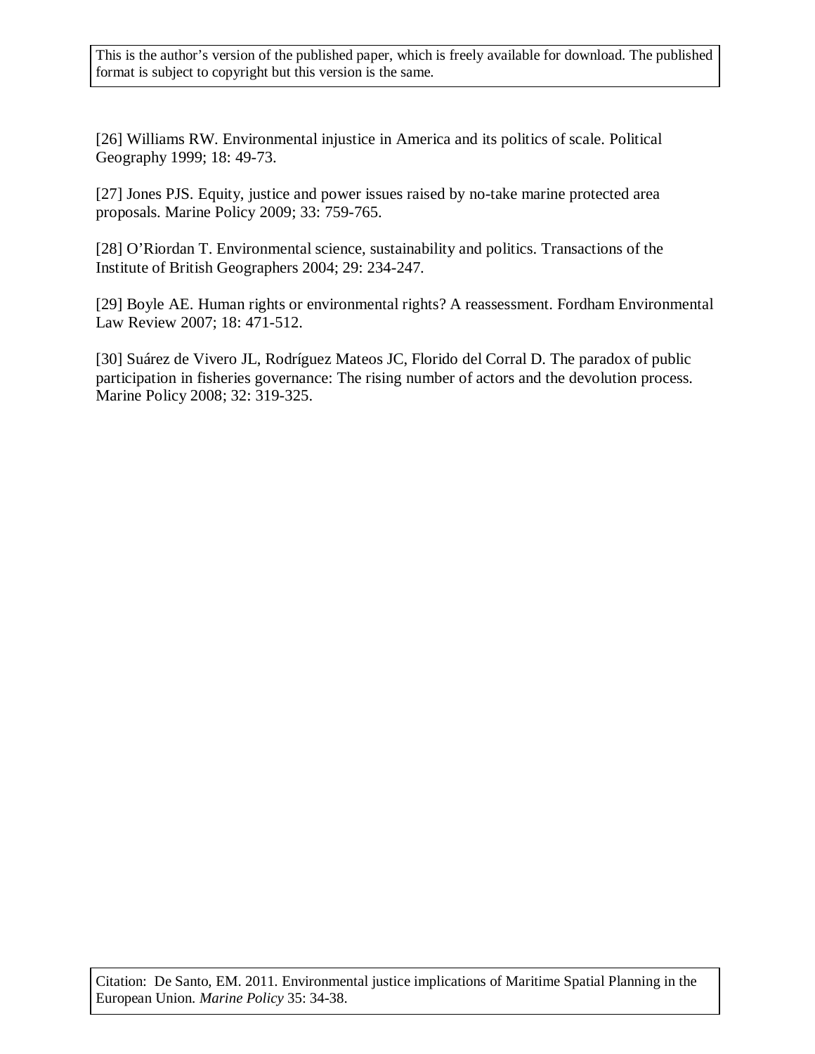[26] Williams RW. Environmental injustice in America and its politics of scale. Political Geography 1999; 18: 49-73.

[27] Jones PJS. Equity, justice and power issues raised by no-take marine protected area proposals. Marine Policy 2009; 33: 759-765.

[28] O'Riordan T. Environmental science, sustainability and politics. Transactions of the Institute of British Geographers 2004; 29: 234-247.

[29] Boyle AE. Human rights or environmental rights? A reassessment. Fordham Environmental Law Review 2007; 18: 471-512.

[30] Suárez de Vivero JL, Rodríguez Mateos JC, Florido del Corral D. The paradox of public participation in fisheries governance: The rising number of actors and the devolution process. Marine Policy 2008; 32: 319-325.